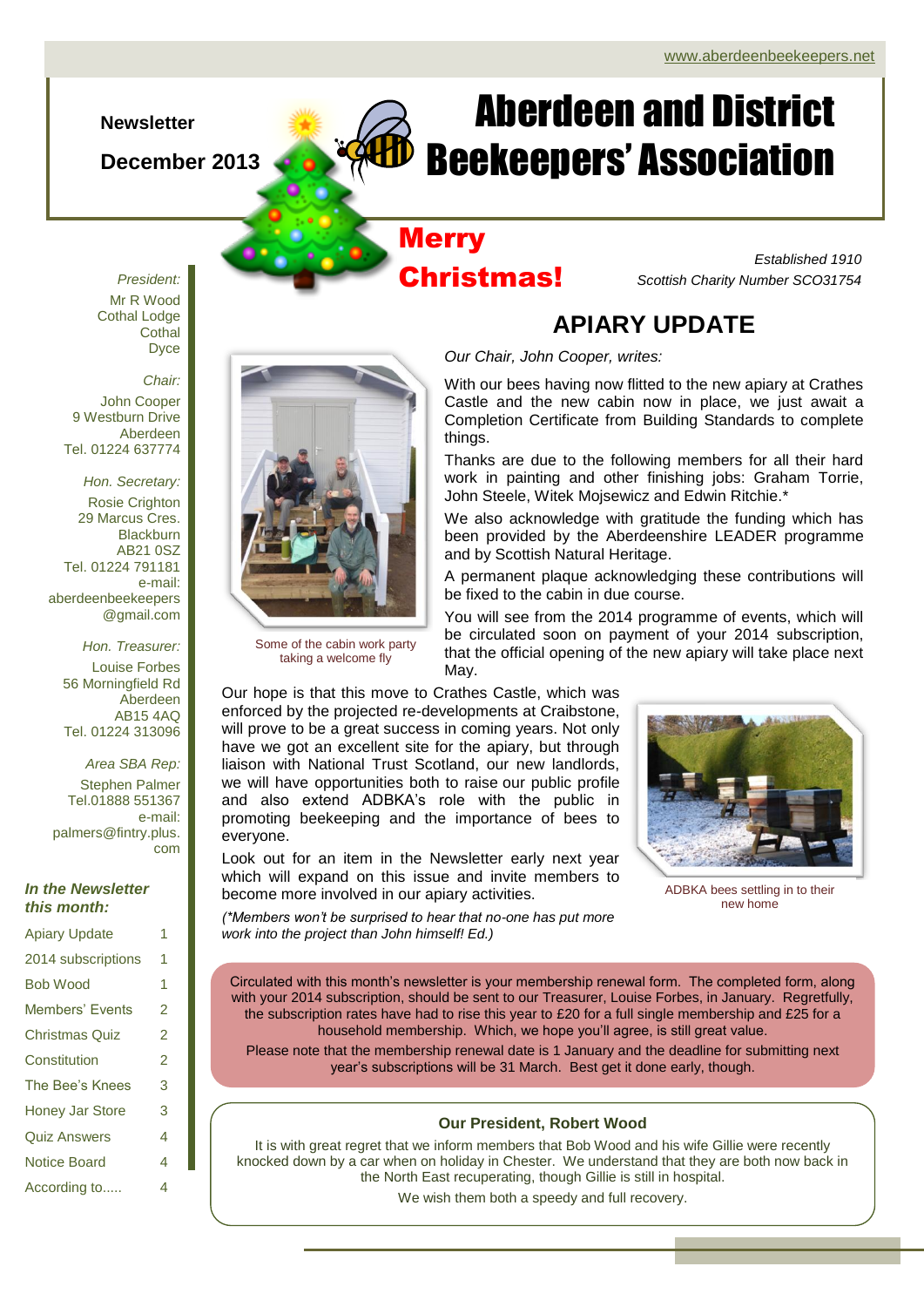www.aberdeenbeekeepers.net

**Newsletter**

**December 2013**

# Aberdeen and District Beekeepers' Association

## Merry Christmas!

*Established 1910*

*Scottish Charity Number SCO31754*

*President:*
Mr R Wood
Cothal Lodge
Cothal
Dyce

*Chair:*
John Cooper
9 Westburn Drive
Aberdeen
Tel. 01224 637774

*Hon. Secretary:*
Rosie Crighton
29 Marcus Cres.
Blackburn
AB21 0SZ
Tel. 01224 791181
e-mail:
aberdeenbeekeepers@gmail.com

*Hon. Treasurer:*
Louise Forbes
56 Morningfield Rd
Aberdeen
AB15 4AQ
Tel. 01224 313096

*Area SBA Rep:*
Stephen Palmer
Tel.01888 551367
e-mail:
palmers@fintry.plus.com

***In the Newsletter this month:***

| | |
|---|---|
| Apiary Update | 1 |
| 2014 subscriptions | 1 |
| Bob Wood | 1 |
| Members' Events | 2 |
| Christmas Quiz | 2 |
| Constitution | 2 |
| The Bee's Knees | 3 |
| Honey Jar Store | 3 |
| Quiz Answers | 4 |
| Notice Board | 4 |
| According to..... | 4 |

## APIARY UPDATE

*Our Chair, John Cooper, writes:*

With our bees having now flitted to the new apiary at Crathes Castle and the new cabin now in place, we just await a Completion Certificate from Building Standards to complete things.

Thanks are due to the following members for all their hard work in painting and other finishing jobs: Graham Torrie, John Steele, Witek Mojsewicz and Edwin Ritchie.*

We also acknowledge with gratitude the funding which has been provided by the Aberdeenshire LEADER programme and by Scottish Natural Heritage.

A permanent plaque acknowledging these contributions will be fixed to the cabin in due course.

You will see from the 2014 programme of events, which will be circulated soon on payment of your 2014 subscription, that the official opening of the new apiary will take place next May.

Some of the cabin work party taking a welcome fly

Our hope is that this move to Crathes Castle, which was enforced by the projected re-developments at Craibstone, will prove to be a great success in coming years. Not only have we got an excellent site for the apiary, but through liaison with National Trust Scotland, our new landlords, we will have opportunities both to raise our public profile and also extend ADBKA's role with the public in promoting beekeeping and the importance of bees to everyone.

Look out for an item in the Newsletter early next year which will expand on this issue and invite members to become more involved in our apiary activities.

*(*Members won't be surprised to hear that no-one has put more work into the project than John himself! Ed.)*

ADBKA bees settling in to their new home

Circulated with this month's newsletter is your membership renewal form. The completed form, along with your 2014 subscription, should be sent to our Treasurer, Louise Forbes, in January. Regretfully, the subscription rates have had to rise this year to £20 for a full single membership and £25 for a household membership. Which, we hope you'll agree, is still great value.

Please note that the membership renewal date is 1 January and the deadline for submitting next year's subscriptions will be 31 March. Best get it done early, though.

**Our President, Robert Wood**

It is with great regret that we inform members that Bob Wood and his wife Gillie were recently knocked down by a car when on holiday in Chester. We understand that they are both now back in the North East recuperating, though Gillie is still in hospital.

We wish them both a speedy and full recovery.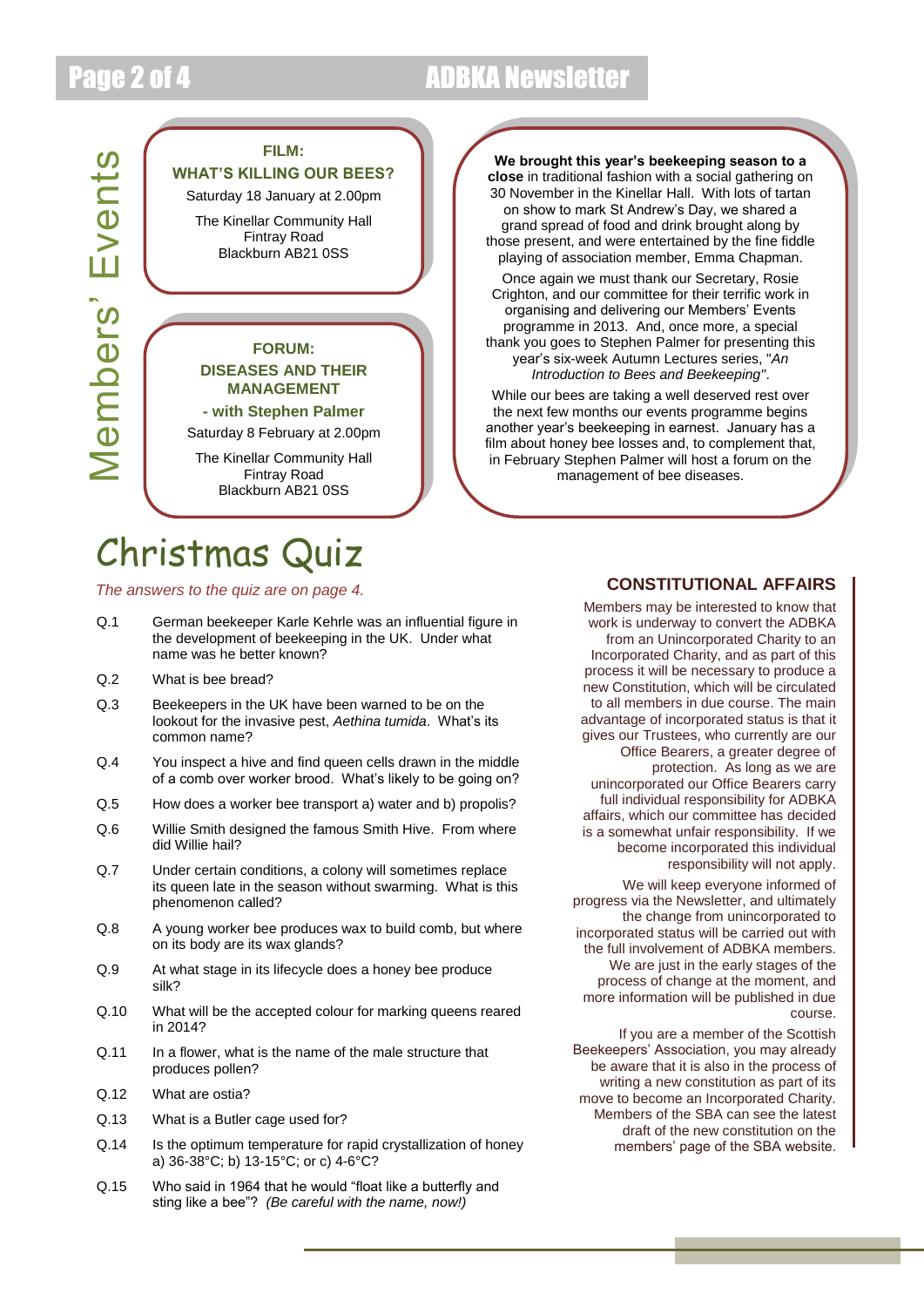# Members' Events

**FILM:**
**WHAT'S KILLING OUR BEES?**

Saturday 18 January at 2.00pm

The Kinellar Community Hall
Fintray Road
Blackburn AB21 0SS

**FORUM:**
**DISEASES AND THEIR MANAGEMENT**
**- with Stephen Palmer**

Saturday 8 February at 2.00pm

The Kinellar Community Hall
Fintray Road
Blackburn AB21 0SS

**We brought this year's beekeeping season to a close** in traditional fashion with a social gathering on 30 November in the Kinellar Hall. With lots of tartan on show to mark St Andrew's Day, we shared a grand spread of food and drink brought along by those present, and were entertained by the fine fiddle playing of association member, Emma Chapman.

Once again we must thank our Secretary, Rosie Crighton, and our committee for their terrific work in organising and delivering our Members' Events programme in 2013. And, once more, a special thank you goes to Stephen Palmer for presenting this year's six-week Autumn Lectures series, "*An Introduction to Bees and Beekeeping"*.

While our bees are taking a well deserved rest over the next few months our events programme begins another year's beekeeping in earnest. January has a film about honey bee losses and, to complement that, in February Stephen Palmer will host a forum on the management of bee diseases.

# Christmas Quiz

*The answers to the quiz are on page 4.*

- Q.1 German beekeeper Karle Kehrle was an influential figure in the development of beekeeping in the UK. Under what name was he better known?
- Q.2 What is bee bread?
- Q.3 Beekeepers in the UK have been warned to be on the lookout for the invasive pest, *Aethina tumida*. What's its common name?
- Q.4 You inspect a hive and find queen cells drawn in the middle of a comb over worker brood. What's likely to be going on?
- Q.5 How does a worker bee transport a) water and b) propolis?
- Q.6 Willie Smith designed the famous Smith Hive. From where did Willie hail?
- Q.7 Under certain conditions, a colony will sometimes replace its queen late in the season without swarming. What is this phenomenon called?
- Q.8 A young worker bee produces wax to build comb, but where on its body are its wax glands?
- Q.9 At what stage in its lifecycle does a honey bee produce silk?
- Q.10 What will be the accepted colour for marking queens reared in 2014?
- Q.11 In a flower, what is the name of the male structure that produces pollen?
- Q.12 What are ostia?
- Q.13 What is a Butler cage used for?
- Q.14 Is the optimum temperature for rapid crystallization of honey a) 36-38°C; b) 13-15°C; or c) 4-6°C?
- Q.15 Who said in 1964 that he would "float like a butterfly and sting like a bee"? *(Be careful with the name, now!)*

## CONSTITUTIONAL AFFAIRS

Members may be interested to know that work is underway to convert the ADBKA from an Unincorporated Charity to an Incorporated Charity, and as part of this process it will be necessary to produce a new Constitution, which will be circulated to all members in due course. The main advantage of incorporated status is that it gives our Trustees, who currently are our Office Bearers, a greater degree of protection. As long as we are unincorporated our Office Bearers carry full individual responsibility for ADBKA affairs, which our committee has decided is a somewhat unfair responsibility. If we become incorporated this individual responsibility will not apply.

We will keep everyone informed of progress via the Newsletter, and ultimately the change from unincorporated to incorporated status will be carried out with the full involvement of ADBKA members. We are just in the early stages of the process of change at the moment, and more information will be published in due course.

If you are a member of the Scottish Beekeepers' Association, you may already be aware that it is also in the process of writing a new constitution as part of its move to become an Incorporated Charity. Members of the SBA can see the latest draft of the new constitution on the members' page of the SBA website.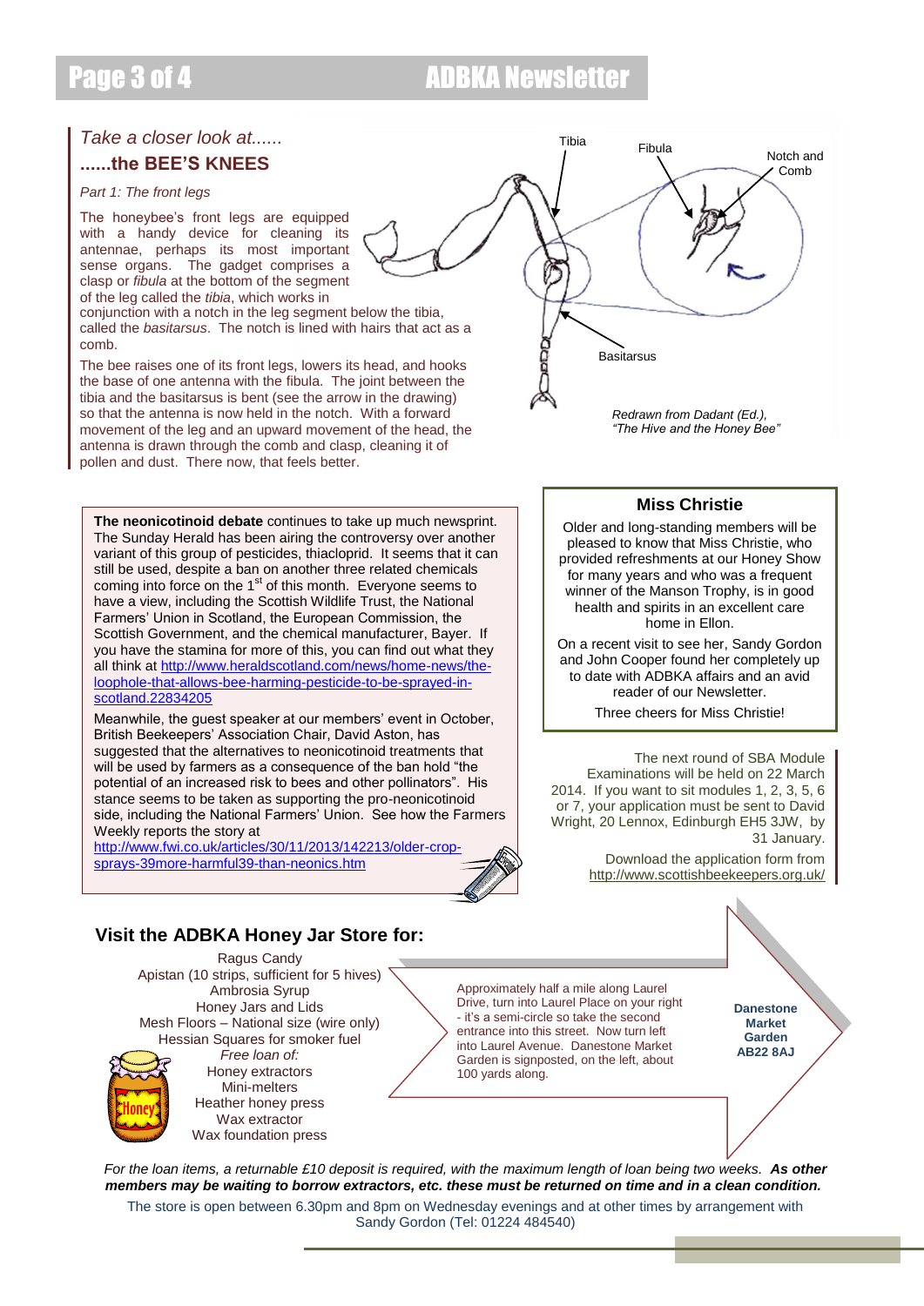*Take a closer look at......*

## ......the BEE'S KNEES

*Part 1: The front legs*

The honeybee's front legs are equipped with a handy device for cleaning its antennae, perhaps its most important sense organs. The gadget comprises a clasp or *fibula* at the bottom of the segment of the leg called the *tibia*, which works in conjunction with a notch in the leg segment below the tibia, called the *basitarsus*. The notch is lined with hairs that act as a comb.

The bee raises one of its front legs, lowers its head, and hooks the base of one antenna with the fibula. The joint between the tibia and the basitarsus is bent (see the arrow in the drawing) so that the antenna is now held in the notch. With a forward movement of the leg and an upward movement of the head, the antenna is drawn through the comb and clasp, cleaning it of pollen and dust. There now, that feels better.

Tibia | Fibula | Notch and Comb | Basitarsus

*Redrawn from Dadant (Ed.), "The Hive and the Honey Bee"*

**The neonicotinoid debate** continues to take up much newsprint. The Sunday Herald has been airing the controversy over another variant of this group of pesticides, thiacloprid. It seems that it can still be used, despite a ban on another three related chemicals coming into force on the 1st of this month. Everyone seems to have a view, including the Scottish Wildlife Trust, the National Farmers' Union in Scotland, the European Commission, the Scottish Government, and the chemical manufacturer, Bayer. If you have the stamina for more of this, you can find out what they all think at http://www.heraldscotland.com/news/home-news/the-loophole-that-allows-bee-harming-pesticide-to-be-sprayed-in-scotland.22834205

Meanwhile, the guest speaker at our members' event in October, British Beekeepers' Association Chair, David Aston, has suggested that the alternatives to neonicotinoid treatments that will be used by farmers as a consequence of the ban hold "the potential of an increased risk to bees and other pollinators". His stance seems to be taken as supporting the pro-neonicotinoid side, including the National Farmers' Union. See how the Farmers Weekly reports the story at http://www.fwi.co.uk/articles/30/11/2013/142213/older-crop-sprays-39more-harmful39-than-neonics.htm

### Miss Christie

Older and long-standing members will be pleased to know that Miss Christie, who provided refreshments at our Honey Show for many years and who was a frequent winner of the Manson Trophy, is in good health and spirits in an excellent care home in Ellon.

On a recent visit to see her, Sandy Gordon and John Cooper found her completely up to date with ADBKA affairs and an avid reader of our Newsletter.

Three cheers for Miss Christie!

The next round of SBA Module Examinations will be held on 22 March 2014. If you want to sit modules 1, 2, 3, 5, 6 or 7, your application must be sent to David Wright, 20 Lennox, Edinburgh EH5 3JW, by 31 January.

Download the application form from http://www.scottishbeekeepers.org.uk/

### Visit the ADBKA Honey Jar Store for:

Ragus Candy
Apistan (10 strips, sufficient for 5 hives)
Ambrosia Syrup
Honey Jars and Lids
Mesh Floors – National size (wire only)
Hessian Squares for smoker fuel
*Free loan of:*
Honey extractors
Mini-melters
Heather honey press
Wax extractor
Wax foundation press

Approximately half a mile along Laurel Drive, turn into Laurel Place on your right - it's a semi-circle so take the second entrance into this street. Now turn left into Laurel Avenue. Danestone Market Garden is signposted, on the left, about 100 yards along.

**Danestone Market Garden AB22 8AJ**

*For the loan items, a returnable £10 deposit is required, with the maximum length of loan being two weeks.* ***As other members may be waiting to borrow extractors, etc. these must be returned on time and in a clean condition.***

The store is open between 6.30pm and 8pm on Wednesday evenings and at other times by arrangement with Sandy Gordon (Tel: 01224 484540)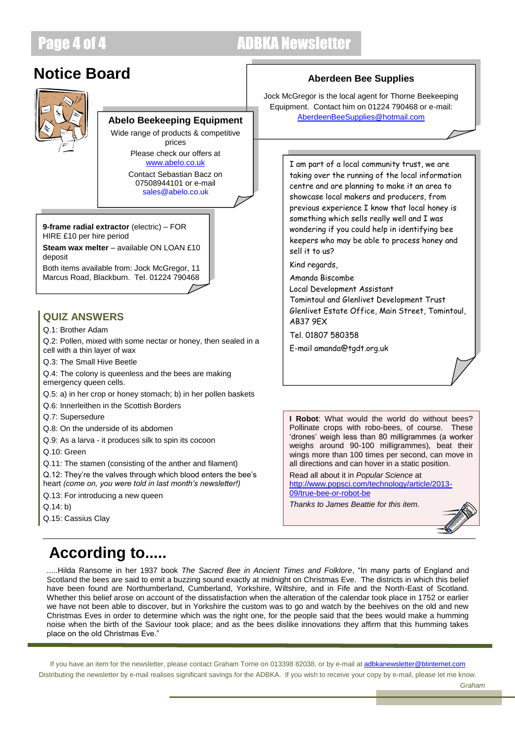# Notice Board

### Abelo Beekeeping Equipment

Wide range of products & competitive prices

Please check our offers at www.abelo.co.uk

Contact Sebastian Bacz on 07508944101 or e-mail sales@abelo.co.uk

### Aberdeen Bee Supplies

Jock McGregor is the local agent for Thorne Beekeeping Equipment. Contact him on 01224 790468 or e-mail: AberdeenBeeSupplies@hotmail.com

**9-frame radial extractor** (electric) – FOR HIRE £10 per hire period

**Steam wax melter** – available ON LOAN £10 deposit

Both items available from: Jock McGregor, 11 Marcus Road, Blackburn. Tel. 01224 790468

I am part of a local community trust, we are taking over the running of the local information centre and are planning to make it an area to showcase local makers and producers, from previous experience I know that local honey is something which sells really well and I was wondering if you could help in identifying bee keepers who may be able to process honey and sell it to us?

Kind regards,

Amanda Biscombe
Local Development Assistant
Tomintoul and Glenlivet Development Trust
Glenlivet Estate Office, Main Street, Tomintoul, AB37 9EX

Tel. 01807 580358

E-mail amanda@tgdt.org.uk

## QUIZ ANSWERS

Q.1: Brother Adam

Q.2: Pollen, mixed with some nectar or honey, then sealed in a cell with a thin layer of wax

Q.3: The Small Hive Beetle

Q.4: The colony is queenless and the bees are making emergency queen cells.

Q.5: a) in her crop or honey stomach; b) in her pollen baskets

Q.6: Innerleithen in the Scottish Borders

Q.7: Supersedure

Q.8: On the underside of its abdomen

Q.9: As a larva - it produces silk to spin its cocoon

Q.10: Green

Q.11: The stamen (consisting of the anther and filament)

Q.12: They're the valves through which blood enters the bee's heart *(come on, you were told in last month's newsletter!)*

Q.13: For introducing a new queen

Q.14: b)

Q.15: Cassius Clay

**I Robot**: What would the world do without bees? Pollinate crops with robo-bees, of course. These 'drones' weigh less than 80 milligrammes (a worker weighs around 90-100 milligrammes), beat their wings more than 100 times per second, can move in all directions and can hover in a static position.

Read all about it in *Popular Science* at http://www.popsci.com/technology/article/2013-09/true-bee-or-robot-be

*Thanks to James Beattie for this item.*

# According to.....

.....Hilda Ransome in her 1937 book *The Sacred Bee in Ancient Times and Folklore*, "In many parts of England and Scotland the bees are said to emit a buzzing sound exactly at midnight on Christmas Eve. The districts in which this belief have been found are Northumberland, Cumberland, Yorkshire, Wiltshire, and in Fife and the North-East of Scotland. Whether this belief arose on account of the dissatisfaction when the alteration of the calendar took place in 1752 or earlier we have not been able to discover, but in Yorkshire the custom was to go and watch by the beehives on the old and new Christmas Eves in order to determine which was the right one, for the people said that the bees would make a humming noise when the birth of the Saviour took place; and as the bees dislike innovations they affirm that this humming takes place on the old Christmas Eve."

If you have an item for the newsletter, please contact Graham Torrie on 013398 82038, or by e-mail at adbkanewsletter@btinternet.com
Distributing the newsletter by e-mail realises significant savings for the ADBKA. If you wish to receive your copy by e-mail, please let me know.

*Graham*